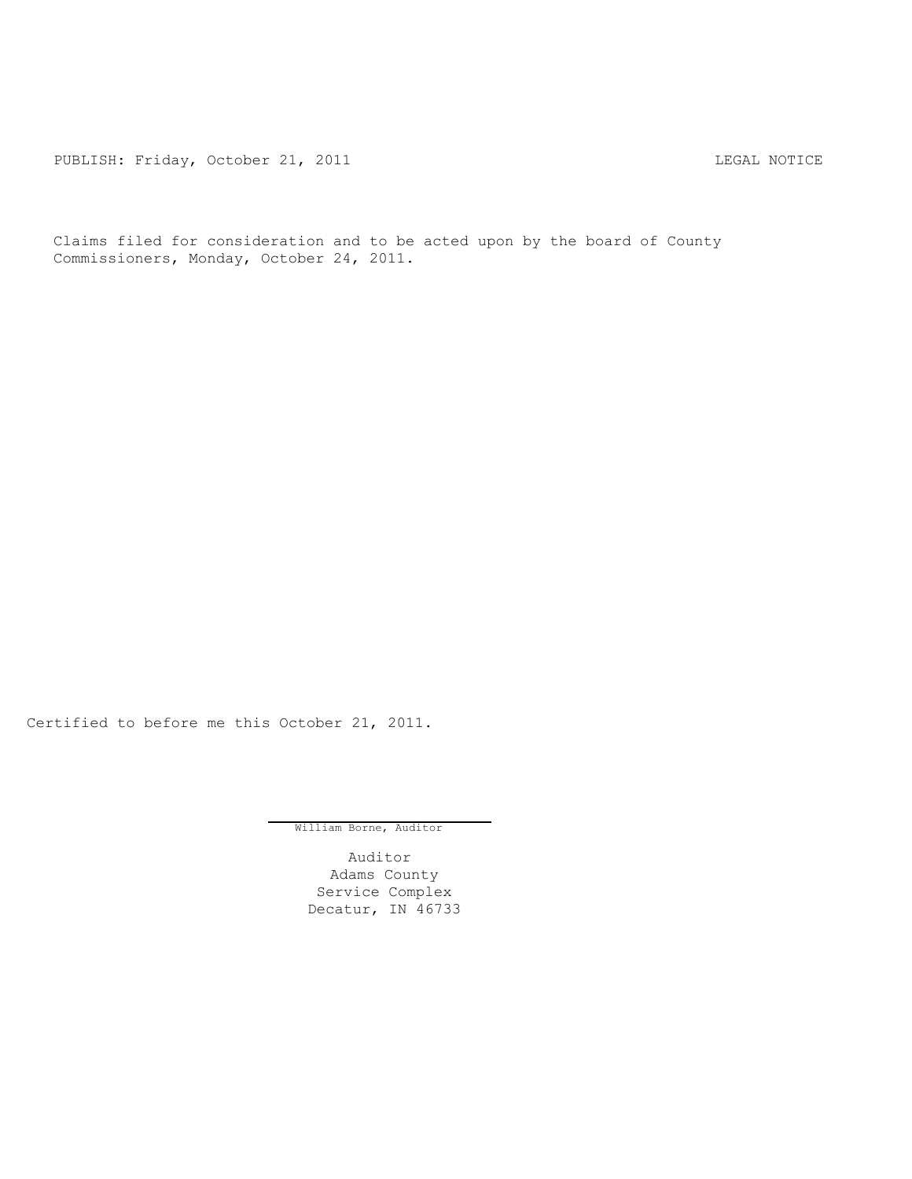PUBLISH: Friday, October 21, 2011 LEGAL NOTICE

Claims filed for consideration and to be acted upon by the board of County Commissioners, Monday, October 24, 2011.

Certified to before me this October 21, 2011.

William Borne, Auditor

Auditor
Adams County
Service Complex
Decatur, IN 46733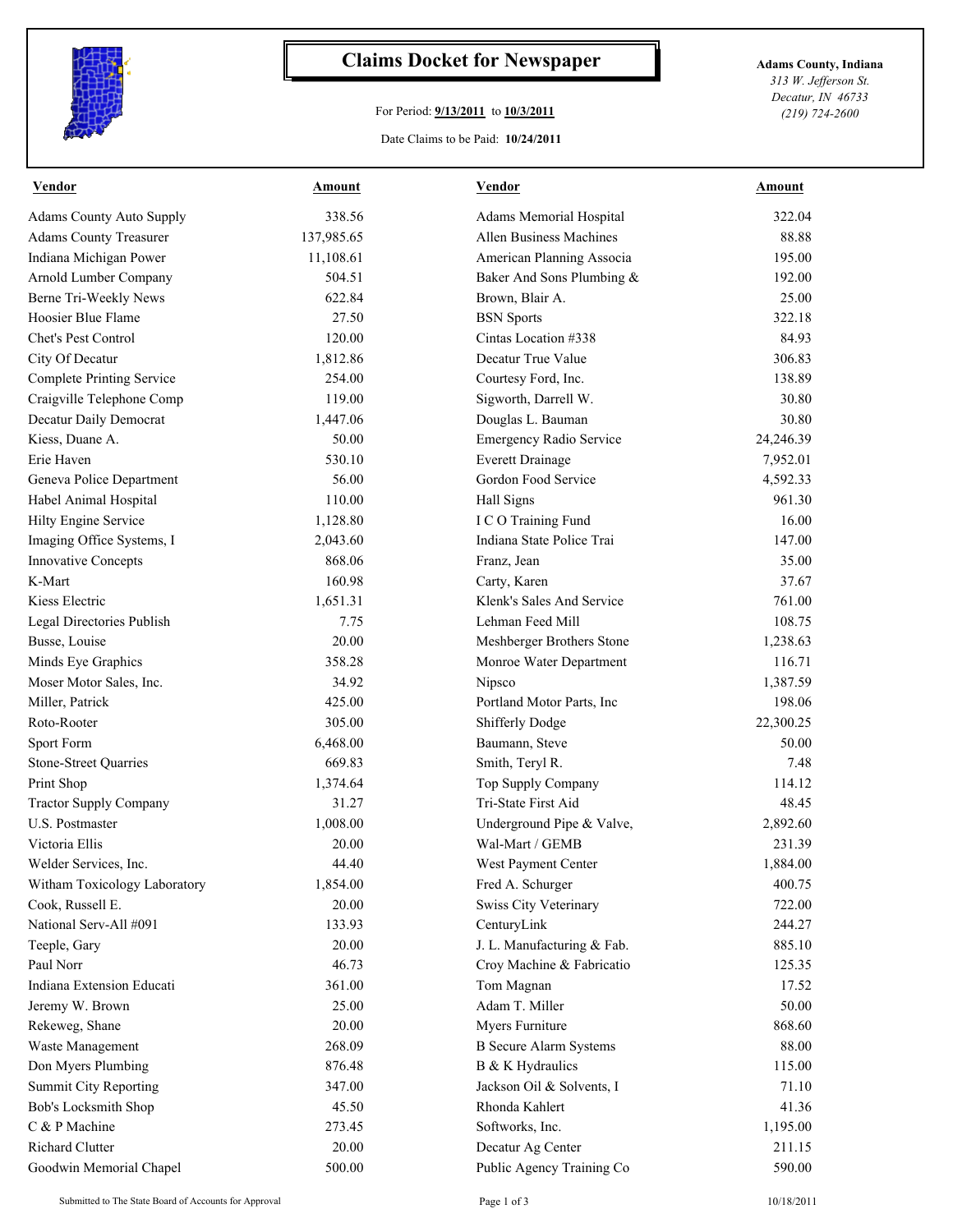# Claims Docket for Newspaper

For Period: **9/13/2011** to **10/3/2011**

Date Claims to be Paid: **10/24/2011**

**Adams County, Indiana**
*313 W. Jefferson St.*
*Decatur, IN 46733*
*(219) 724-2600*

| Vendor | Amount | Vendor | Amount |
|---|---|---|---|
| Adams County Auto Supply | 338.56 | Adams Memorial Hospital | 322.04 |
| Adams County Treasurer | 137,985.65 | Allen Business Machines | 88.88 |
| Indiana Michigan Power | 11,108.61 | American Planning Associa | 195.00 |
| Arnold Lumber Company | 504.51 | Baker And Sons Plumbing & | 192.00 |
| Berne Tri-Weekly News | 622.84 | Brown, Blair A. | 25.00 |
| Hoosier Blue Flame | 27.50 | BSN Sports | 322.18 |
| Chet's Pest Control | 120.00 | Cintas Location #338 | 84.93 |
| City Of Decatur | 1,812.86 | Decatur True Value | 306.83 |
| Complete Printing Service | 254.00 | Courtesy Ford, Inc. | 138.89 |
| Craigville Telephone Comp | 119.00 | Sigworth, Darrell W. | 30.80 |
| Decatur Daily Democrat | 1,447.06 | Douglas L. Bauman | 30.80 |
| Kiess, Duane A. | 50.00 | Emergency Radio Service | 24,246.39 |
| Erie Haven | 530.10 | Everett Drainage | 7,952.01 |
| Geneva Police Department | 56.00 | Gordon Food Service | 4,592.33 |
| Habel Animal Hospital | 110.00 | Hall Signs | 961.30 |
| Hilty Engine Service | 1,128.80 | I C O Training Fund | 16.00 |
| Imaging Office Systems, I | 2,043.60 | Indiana State Police Trai | 147.00 |
| Innovative Concepts | 868.06 | Franz, Jean | 35.00 |
| K-Mart | 160.98 | Carty, Karen | 37.67 |
| Kiess Electric | 1,651.31 | Klenk's Sales And Service | 761.00 |
| Legal Directories Publish | 7.75 | Lehman Feed Mill | 108.75 |
| Busse, Louise | 20.00 | Meshberger Brothers Stone | 1,238.63 |
| Minds Eye Graphics | 358.28 | Monroe Water Department | 116.71 |
| Moser Motor Sales, Inc. | 34.92 | Nipsco | 1,387.59 |
| Miller, Patrick | 425.00 | Portland Motor Parts, Inc | 198.06 |
| Roto-Rooter | 305.00 | Shifferly Dodge | 22,300.25 |
| Sport Form | 6,468.00 | Baumann, Steve | 50.00 |
| Stone-Street Quarries | 669.83 | Smith, Teryl R. | 7.48 |
| Print Shop | 1,374.64 | Top Supply Company | 114.12 |
| Tractor Supply Company | 31.27 | Tri-State First Aid | 48.45 |
| U.S. Postmaster | 1,008.00 | Underground Pipe & Valve, | 2,892.60 |
| Victoria Ellis | 20.00 | Wal-Mart / GEMB | 231.39 |
| Welder Services, Inc. | 44.40 | West Payment Center | 1,884.00 |
| Witham Toxicology Laboratory | 1,854.00 | Fred A. Schurger | 400.75 |
| Cook, Russell E. | 20.00 | Swiss City Veterinary | 722.00 |
| National Serv-All #091 | 133.93 | CenturyLink | 244.27 |
| Teeple, Gary | 20.00 | J. L. Manufacturing & Fab. | 885.10 |
| Paul Norr | 46.73 | Croy Machine & Fabricatio | 125.35 |
| Indiana Extension Educati | 361.00 | Tom Magnan | 17.52 |
| Jeremy W. Brown | 25.00 | Adam T. Miller | 50.00 |
| Rekeweg, Shane | 20.00 | Myers Furniture | 868.60 |
| Waste Management | 268.09 | B Secure Alarm Systems | 88.00 |
| Don Myers Plumbing | 876.48 | B & K Hydraulics | 115.00 |
| Summit City Reporting | 347.00 | Jackson Oil & Solvents, I | 71.10 |
| Bob's Locksmith Shop | 45.50 | Rhonda Kahlert | 41.36 |
| C & P Machine | 273.45 | Softworks, Inc. | 1,195.00 |
| Richard Clutter | 20.00 | Decatur Ag Center | 211.15 |
| Goodwin Memorial Chapel | 500.00 | Public Agency Training Co | 590.00 |

Submitted to The State Board of Accounts for Approval

10/18/2011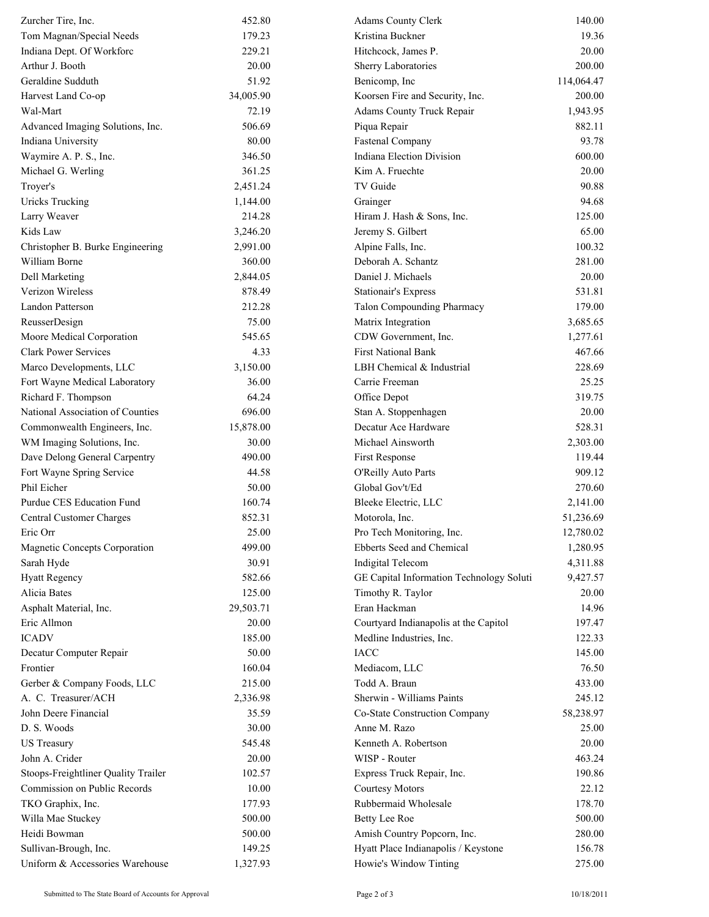| Vendor | Amount |
|---|---|
| Zurcher Tire, Inc. | 452.80 |
| Tom Magnan/Special Needs | 179.23 |
| Indiana Dept. Of Workforc | 229.21 |
| Arthur J. Booth | 20.00 |
| Geraldine Sudduth | 51.92 |
| Harvest Land Co-op | 34,005.90 |
| Wal-Mart | 72.19 |
| Advanced Imaging Solutions, Inc. | 506.69 |
| Indiana University | 80.00 |
| Waymire A. P. S., Inc. | 346.50 |
| Michael G. Werling | 361.25 |
| Troyer's | 2,451.24 |
| Uricks Trucking | 1,144.00 |
| Larry Weaver | 214.28 |
| Kids Law | 3,246.20 |
| Christopher B. Burke Engineering | 2,991.00 |
| William Borne | 360.00 |
| Dell Marketing | 2,844.05 |
| Verizon Wireless | 878.49 |
| Landon Patterson | 212.28 |
| ReusserDesign | 75.00 |
| Moore Medical Corporation | 545.65 |
| Clark Power Services | 4.33 |
| Marco Developments, LLC | 3,150.00 |
| Fort Wayne Medical Laboratory | 36.00 |
| Richard F. Thompson | 64.24 |
| National Association of Counties | 696.00 |
| Commonwealth Engineers, Inc. | 15,878.00 |
| WM Imaging Solutions, Inc. | 30.00 |
| Dave Delong General Carpentry | 490.00 |
| Fort Wayne Spring Service | 44.58 |
| Phil Eicher | 50.00 |
| Purdue CES Education Fund | 160.74 |
| Central Customer Charges | 852.31 |
| Eric Orr | 25.00 |
| Magnetic Concepts Corporation | 499.00 |
| Sarah Hyde | 30.91 |
| Hyatt Regency | 582.66 |
| Alicia Bates | 125.00 |
| Asphalt Material, Inc. | 29,503.71 |
| Eric Allmon | 20.00 |
| ICADV | 185.00 |
| Decatur Computer Repair | 50.00 |
| Frontier | 160.04 |
| Gerber & Company Foods, LLC | 215.00 |
| A. C. Treasurer/ACH | 2,336.98 |
| John Deere Financial | 35.59 |
| D. S. Woods | 30.00 |
| US Treasury | 545.48 |
| John A. Crider | 20.00 |
| Stoops-Freightliner Quality Trailer | 102.57 |
| Commission on Public Records | 10.00 |
| TKO Graphix, Inc. | 177.93 |
| Willa Mae Stuckey | 500.00 |
| Heidi Bowman | 500.00 |
| Sullivan-Brough, Inc. | 149.25 |
| Uniform & Accessories Warehouse | 1,327.93 |
| Adams County Clerk | 140.00 |
| Kristina Buckner | 19.36 |
| Hitchcock, James P. | 20.00 |
| Sherry Laboratories | 200.00 |
| Benicomp, Inc | 114,064.47 |
| Koorsen Fire and Security, Inc. | 200.00 |
| Adams County Truck Repair | 1,943.95 |
| Piqua Repair | 882.11 |
| Fastenal Company | 93.78 |
| Indiana Election Division | 600.00 |
| Kim A. Fruechte | 20.00 |
| TV Guide | 90.88 |
| Grainger | 94.68 |
| Hiram J. Hash & Sons, Inc. | 125.00 |
| Jeremy S. Gilbert | 65.00 |
| Alpine Falls, Inc. | 100.32 |
| Deborah A. Schantz | 281.00 |
| Daniel J. Michaels | 20.00 |
| Stationair's Express | 531.81 |
| Talon Compounding Pharmacy | 179.00 |
| Matrix Integration | 3,685.65 |
| CDW Government, Inc. | 1,277.61 |
| First National Bank | 467.66 |
| LBH Chemical & Industrial | 228.69 |
| Carrie Freeman | 25.25 |
| Office Depot | 319.75 |
| Stan A. Stoppenhagen | 20.00 |
| Decatur Ace Hardware | 528.31 |
| Michael Ainsworth | 2,303.00 |
| First Response | 119.44 |
| O'Reilly Auto Parts | 909.12 |
| Global Gov't/Ed | 270.60 |
| Bleeke Electric, LLC | 2,141.00 |
| Motorola, Inc. | 51,236.69 |
| Pro Tech Monitoring, Inc. | 12,780.02 |
| Ebberts Seed and Chemical | 1,280.95 |
| Indigital Telecom | 4,311.88 |
| GE Capital Information Technology Soluti | 9,427.57 |
| Timothy R. Taylor | 20.00 |
| Eran Hackman | 14.96 |
| Courtyard Indianapolis at the Capitol | 197.47 |
| Medline Industries, Inc. | 122.33 |
| IACC | 145.00 |
| Mediacom, LLC | 76.50 |
| Todd A. Braun | 433.00 |
| Sherwin - Williams Paints | 245.12 |
| Co-State Construction Company | 58,238.97 |
| Anne M. Razo | 25.00 |
| Kenneth A. Robertson | 20.00 |
| WISP - Router | 463.24 |
| Express Truck Repair, Inc. | 190.86 |
| Courtesy Motors | 22.12 |
| Rubbermaid Wholesale | 178.70 |
| Betty Lee Roe | 500.00 |
| Amish Country Popcorn, Inc. | 280.00 |
| Hyatt Place Indianapolis / Keystone | 156.78 |
| Howie's Window Tinting | 275.00 |

Submitted to The State Board of Accounts for Approval

10/18/2011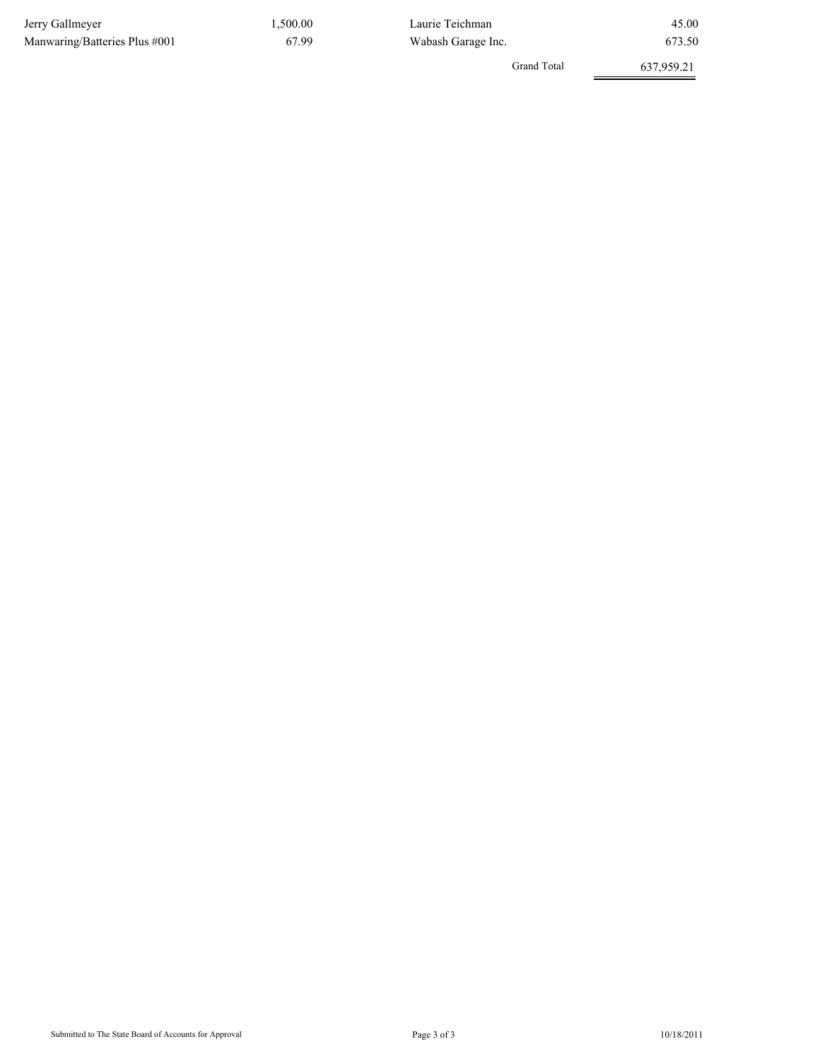| | | | |
|---|---|---|---|
| Jerry Gallmeyer | 1,500.00 | Laurie Teichman | 45.00 |
| Manwaring/Batteries Plus #001 | 67.99 | Wabash Garage Inc. | 673.50 |
| | | Grand Total | 637,959.21 |

Submitted to The State Board of Accounts for Approval

10/18/2011